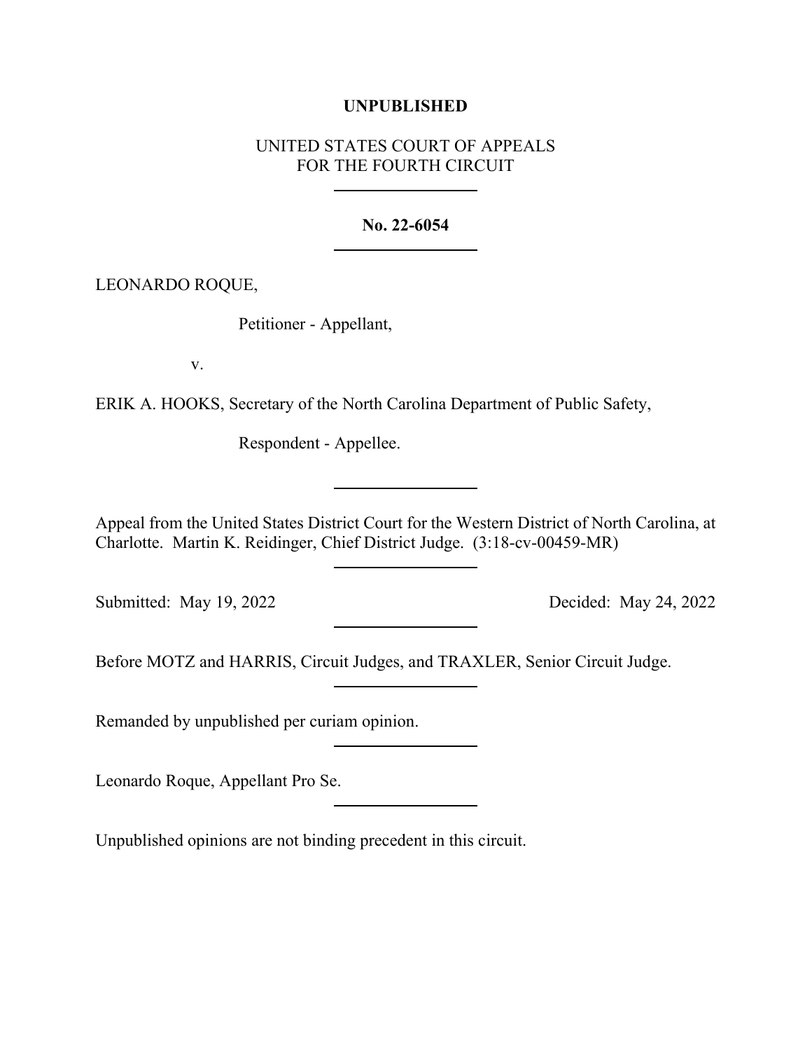**UNPUBLISHED**

UNITED STATES COURT OF APPEALS
FOR THE FOURTH CIRCUIT

---

**No. 22-6054**

---

LEONARDO ROQUE,

Petitioner - Appellant,

v.

ERIK A. HOOKS, Secretary of the North Carolina Department of Public Safety,

Respondent - Appellee.

---

Appeal from the United States District Court for the Western District of North Carolina, at Charlotte. Martin K. Reidinger, Chief District Judge. (3:18-cv-00459-MR)

---

Submitted: May 19, 2022 Decided: May 24, 2022

---

Before MOTZ and HARRIS, Circuit Judges, and TRAXLER, Senior Circuit Judge.

---

Remanded by unpublished per curiam opinion.

---

Leonardo Roque, Appellant Pro Se.

---

Unpublished opinions are not binding precedent in this circuit.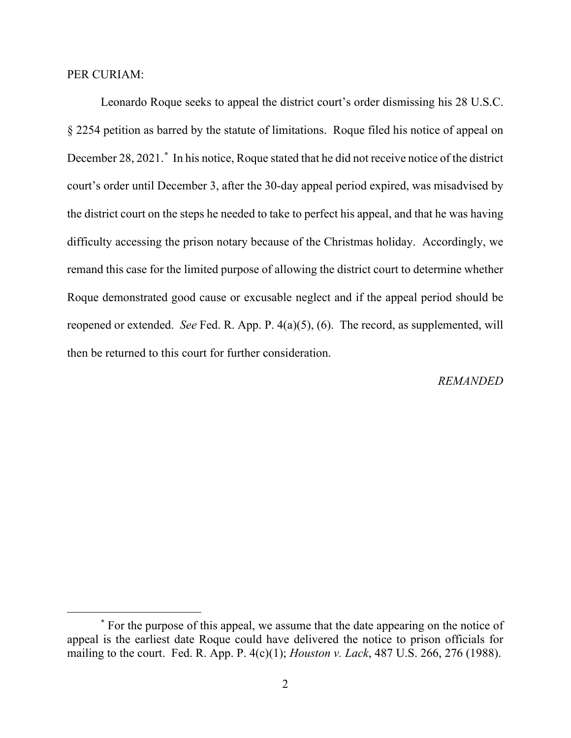PER CURIAM:

Leonardo Roque seeks to appeal the district court's order dismissing his 28 U.S.C. § 2254 petition as barred by the statute of limitations. Roque filed his notice of appeal on December 28, 2021.* In his notice, Roque stated that he did not receive notice of the district court's order until December 3, after the 30-day appeal period expired, was misadvised by the district court on the steps he needed to take to perfect his appeal, and that he was having difficulty accessing the prison notary because of the Christmas holiday. Accordingly, we remand this case for the limited purpose of allowing the district court to determine whether Roque demonstrated good cause or excusable neglect and if the appeal period should be reopened or extended. *See* Fed. R. App. P. 4(a)(5), (6). The record, as supplemented, will then be returned to this court for further consideration.

*REMANDED*

* For the purpose of this appeal, we assume that the date appearing on the notice of appeal is the earliest date Roque could have delivered the notice to prison officials for mailing to the court. Fed. R. App. P. 4(c)(1); *Houston v. Lack*, 487 U.S. 266, 276 (1988).